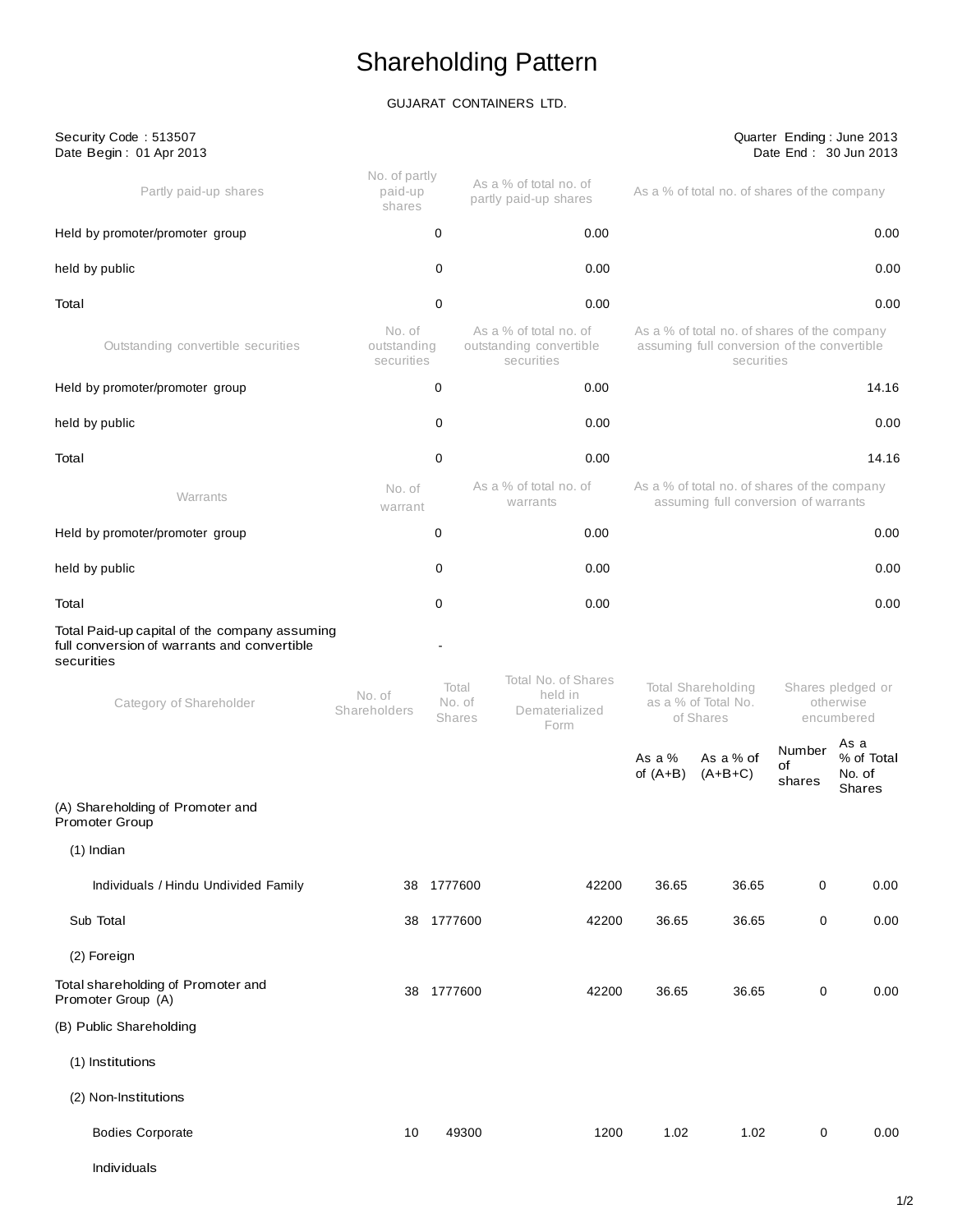# Shareholding Pattern

GUJARAT CONTAINERS LTD.

Security Code : 513507
Date Begin : 01 Apr 2013

Quarter Ending : June 2013
Date End : 30 Jun 2013

| Partly paid-up shares | No. of partly paid-up shares | As a % of total no. of partly paid-up shares | As a % of total no. of shares of the company |
|---|---|---|---|
| Held by promoter/promoter group | 0 | 0.00 | 0.00 |
| held by public | 0 | 0.00 | 0.00 |
| Total | 0 | 0.00 | 0.00 |
| **Outstanding convertible securities** | **No. of outstanding securities** | **As a % of total no. of outstanding convertible securities** | **As a % of total no. of shares of the company assuming full conversion of the convertible securities** |
| Held by promoter/promoter group | 0 | 0.00 | 14.16 |
| held by public | 0 | 0.00 | 0.00 |
| Total | 0 | 0.00 | 14.16 |
| **Warrants** | **No. of warrant** | **As a % of total no. of warrants** | **As a % of total no. of shares of the company assuming full conversion of warrants** |
| Held by promoter/promoter group | 0 | 0.00 | 0.00 |
| held by public | 0 | 0.00 | 0.00 |
| Total | 0 | 0.00 | 0.00 |
| Total Paid-up capital of the company assuming full conversion of warrants and convertible securities | - | | |

| Category of Shareholder | No. of Shareholders | Total No. of Shares | Total No. of Shares held in Dematerialized Form | Total Shareholding as a % of Total No. of Shares | | Shares pledged or otherwise encumbered | |
|---|---|---|---|---|---|---|---|
| | | | | As a % of (A+B) | As a % of (A+B+C) | Number of shares | As a % of Total No. of Shares |
| (A) Shareholding of Promoter and Promoter Group | | | | | | | |
| (1) Indian | | | | | | | |
| Individuals / Hindu Undivided Family | 38 | 1777600 | 42200 | 36.65 | 36.65 | 0 | 0.00 |
| Sub Total | 38 | 1777600 | 42200 | 36.65 | 36.65 | 0 | 0.00 |
| (2) Foreign | | | | | | | |
| Total shareholding of Promoter and Promoter Group (A) | 38 | 1777600 | 42200 | 36.65 | 36.65 | 0 | 0.00 |
| (B) Public Shareholding | | | | | | | |
| (1) Institutions | | | | | | | |
| (2) Non-Institutions | | | | | | | |
| Bodies Corporate | 10 | 49300 | 1200 | 1.02 | 1.02 | 0 | 0.00 |
| Individuals | | | | | | | |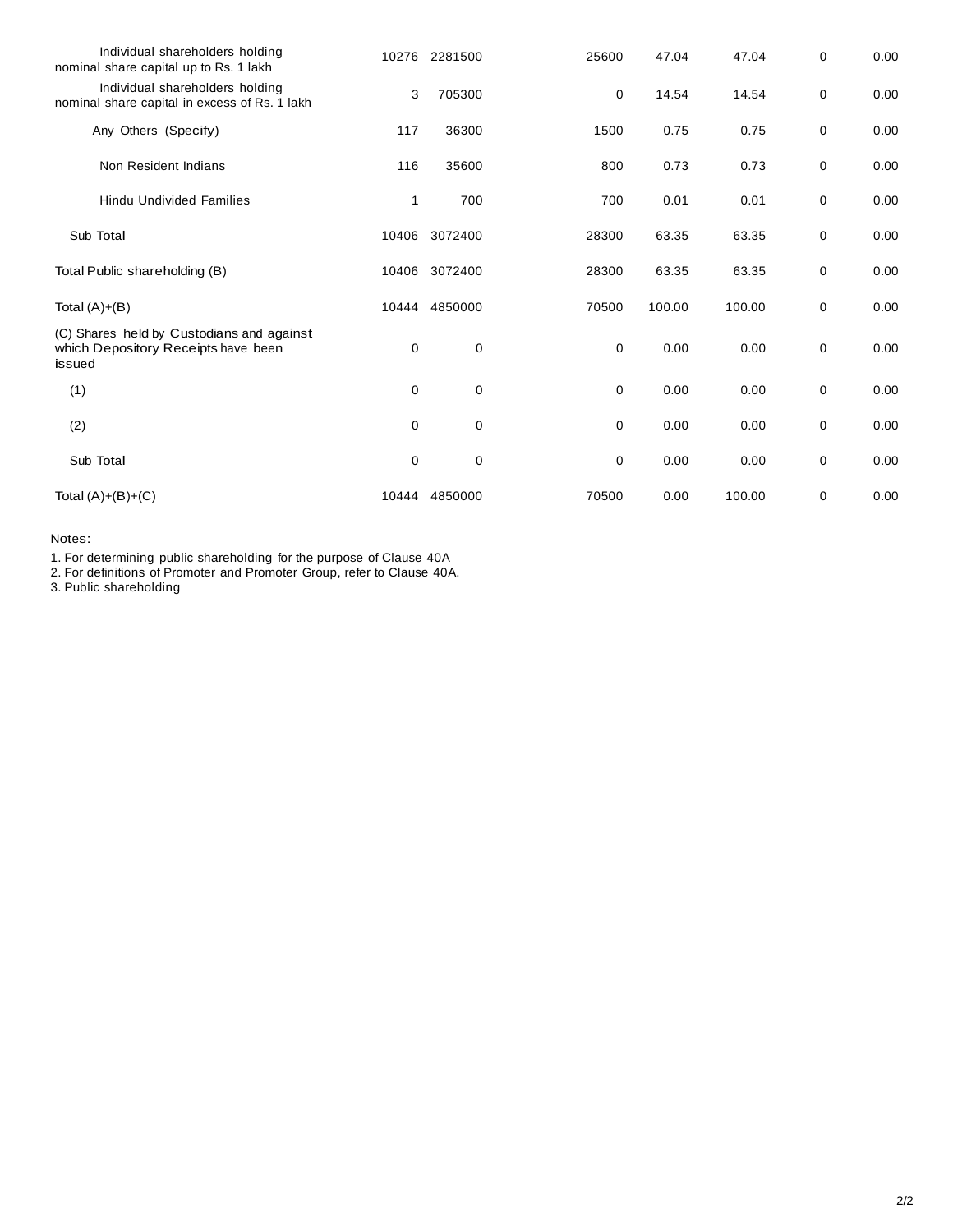| | | | | | | | |
|---|---|---|---|---|---|---|---|
| Individual shareholders holding nominal share capital up to Rs. 1 lakh | 10276 | 2281500 | 25600 | 47.04 | 47.04 | 0 | 0.00 |
| Individual shareholders holding nominal share capital in excess of Rs. 1 lakh | 3 | 705300 | 0 | 14.54 | 14.54 | 0 | 0.00 |
| Any Others (Specify) | 117 | 36300 | 1500 | 0.75 | 0.75 | 0 | 0.00 |
| Non Resident Indians | 116 | 35600 | 800 | 0.73 | 0.73 | 0 | 0.00 |
| Hindu Undivided Families | 1 | 700 | 700 | 0.01 | 0.01 | 0 | 0.00 |
| Sub Total | 10406 | 3072400 | 28300 | 63.35 | 63.35 | 0 | 0.00 |
| Total Public shareholding (B) | 10406 | 3072400 | 28300 | 63.35 | 63.35 | 0 | 0.00 |
| Total (A)+(B) | 10444 | 4850000 | 70500 | 100.00 | 100.00 | 0 | 0.00 |
| (C) Shares held by Custodians and against which Depository Receipts have been issued | 0 | 0 | 0 | 0.00 | 0.00 | 0 | 0.00 |
| (1) | 0 | 0 | 0 | 0.00 | 0.00 | 0 | 0.00 |
| (2) | 0 | 0 | 0 | 0.00 | 0.00 | 0 | 0.00 |
| Sub Total | 0 | 0 | 0 | 0.00 | 0.00 | 0 | 0.00 |
| Total (A)+(B)+(C) | 10444 | 4850000 | 70500 | 0.00 | 100.00 | 0 | 0.00 |

Notes:

1. For determining public shareholding for the purpose of Clause 40A
2. For definitions of Promoter and Promoter Group, refer to Clause 40A.
3. Public shareholding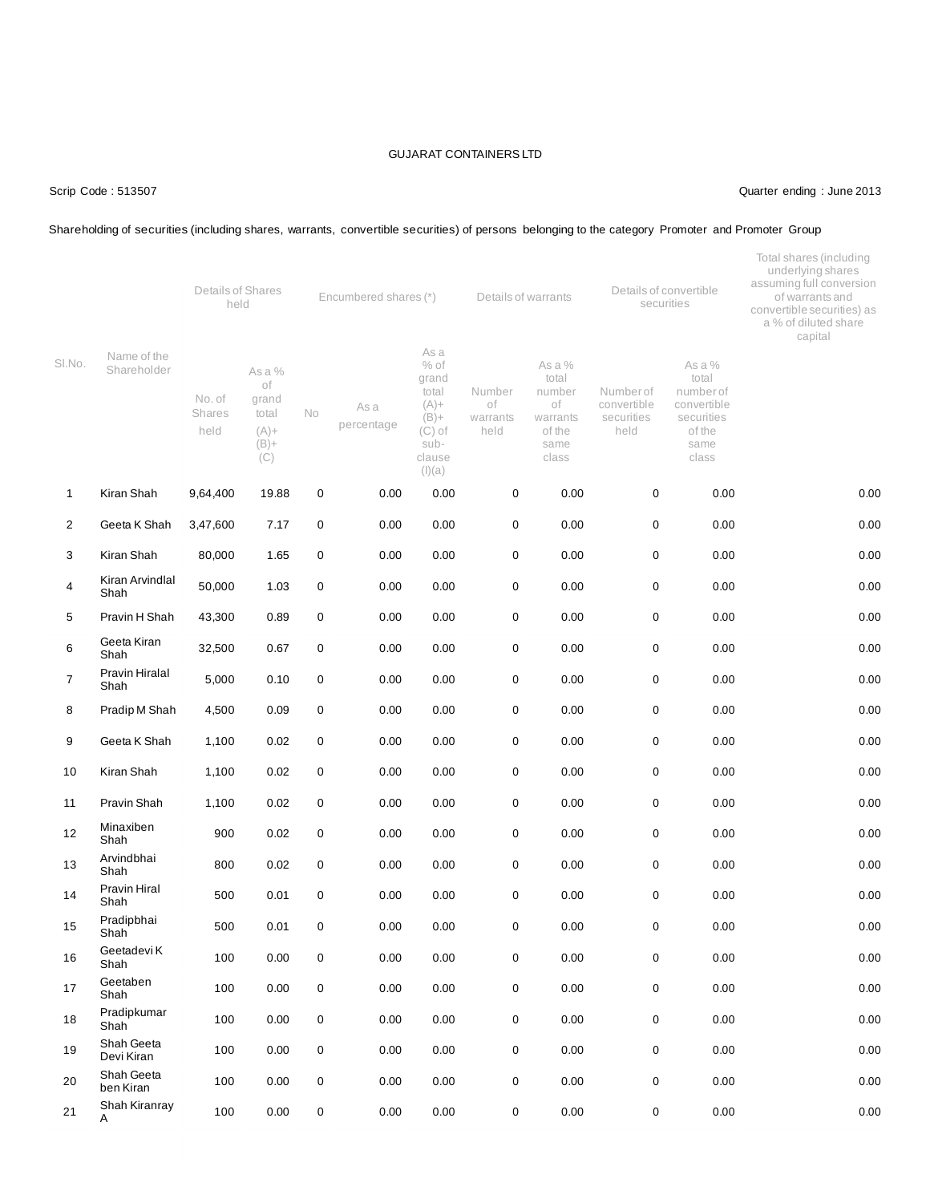GUJARAT CONTAINERS LTD

Scrip Code : 513507

Quarter ending : June 2013

Shareholding of securities (including shares, warrants, convertible securities) of persons belonging to the category Promoter and Promoter Group

| Sl.No. | Name of the Shareholder | Details of Shares held | | Encumbered shares (*) | | | Details of warrants | | Details of convertible securities | | Total shares (including underlying shares assuming full conversion of warrants and convertible securities) as a % of diluted share capital |
|---|---|---|---|---|---|---|---|---|---|---|---|
| | | No. of Shares held | As a % of grand total (A)+ (B)+ (C) | No | As a percentage | As a % of grand total (A)+ (B)+ (C) of sub-clause (I)(a) | Number of warrants held | As a % total number of warrants of the same class | Number of convertible securities held | As a % total number of convertible securities of the same class | |
| 1 | Kiran Shah | 9,64,400 | 19.88 | 0 | 0.00 | 0.00 | 0 | 0.00 | 0 | 0.00 | 0.00 |
| 2 | Geeta K Shah | 3,47,600 | 7.17 | 0 | 0.00 | 0.00 | 0 | 0.00 | 0 | 0.00 | 0.00 |
| 3 | Kiran Shah | 80,000 | 1.65 | 0 | 0.00 | 0.00 | 0 | 0.00 | 0 | 0.00 | 0.00 |
| 4 | Kiran Arvindlal Shah | 50,000 | 1.03 | 0 | 0.00 | 0.00 | 0 | 0.00 | 0 | 0.00 | 0.00 |
| 5 | Pravin H Shah | 43,300 | 0.89 | 0 | 0.00 | 0.00 | 0 | 0.00 | 0 | 0.00 | 0.00 |
| 6 | Geeta Kiran Shah | 32,500 | 0.67 | 0 | 0.00 | 0.00 | 0 | 0.00 | 0 | 0.00 | 0.00 |
| 7 | Pravin Hiralal Shah | 5,000 | 0.10 | 0 | 0.00 | 0.00 | 0 | 0.00 | 0 | 0.00 | 0.00 |
| 8 | Pradip M Shah | 4,500 | 0.09 | 0 | 0.00 | 0.00 | 0 | 0.00 | 0 | 0.00 | 0.00 |
| 9 | Geeta K Shah | 1,100 | 0.02 | 0 | 0.00 | 0.00 | 0 | 0.00 | 0 | 0.00 | 0.00 |
| 10 | Kiran Shah | 1,100 | 0.02 | 0 | 0.00 | 0.00 | 0 | 0.00 | 0 | 0.00 | 0.00 |
| 11 | Pravin Shah | 1,100 | 0.02 | 0 | 0.00 | 0.00 | 0 | 0.00 | 0 | 0.00 | 0.00 |
| 12 | Minaxiben Shah | 900 | 0.02 | 0 | 0.00 | 0.00 | 0 | 0.00 | 0 | 0.00 | 0.00 |
| 13 | Arvindbhai Shah | 800 | 0.02 | 0 | 0.00 | 0.00 | 0 | 0.00 | 0 | 0.00 | 0.00 |
| 14 | Pravin Hiral Shah | 500 | 0.01 | 0 | 0.00 | 0.00 | 0 | 0.00 | 0 | 0.00 | 0.00 |
| 15 | Pradipbhai Shah | 500 | 0.01 | 0 | 0.00 | 0.00 | 0 | 0.00 | 0 | 0.00 | 0.00 |
| 16 | Geetadevi K Shah | 100 | 0.00 | 0 | 0.00 | 0.00 | 0 | 0.00 | 0 | 0.00 | 0.00 |
| 17 | Geetaben Shah | 100 | 0.00 | 0 | 0.00 | 0.00 | 0 | 0.00 | 0 | 0.00 | 0.00 |
| 18 | Pradipkumar Shah | 100 | 0.00 | 0 | 0.00 | 0.00 | 0 | 0.00 | 0 | 0.00 | 0.00 |
| 19 | Shah Geeta Devi Kiran | 100 | 0.00 | 0 | 0.00 | 0.00 | 0 | 0.00 | 0 | 0.00 | 0.00 |
| 20 | Shah Geeta ben Kiran | 100 | 0.00 | 0 | 0.00 | 0.00 | 0 | 0.00 | 0 | 0.00 | 0.00 |
| 21 | Shah Kiranray A | 100 | 0.00 | 0 | 0.00 | 0.00 | 0 | 0.00 | 0 | 0.00 | 0.00 |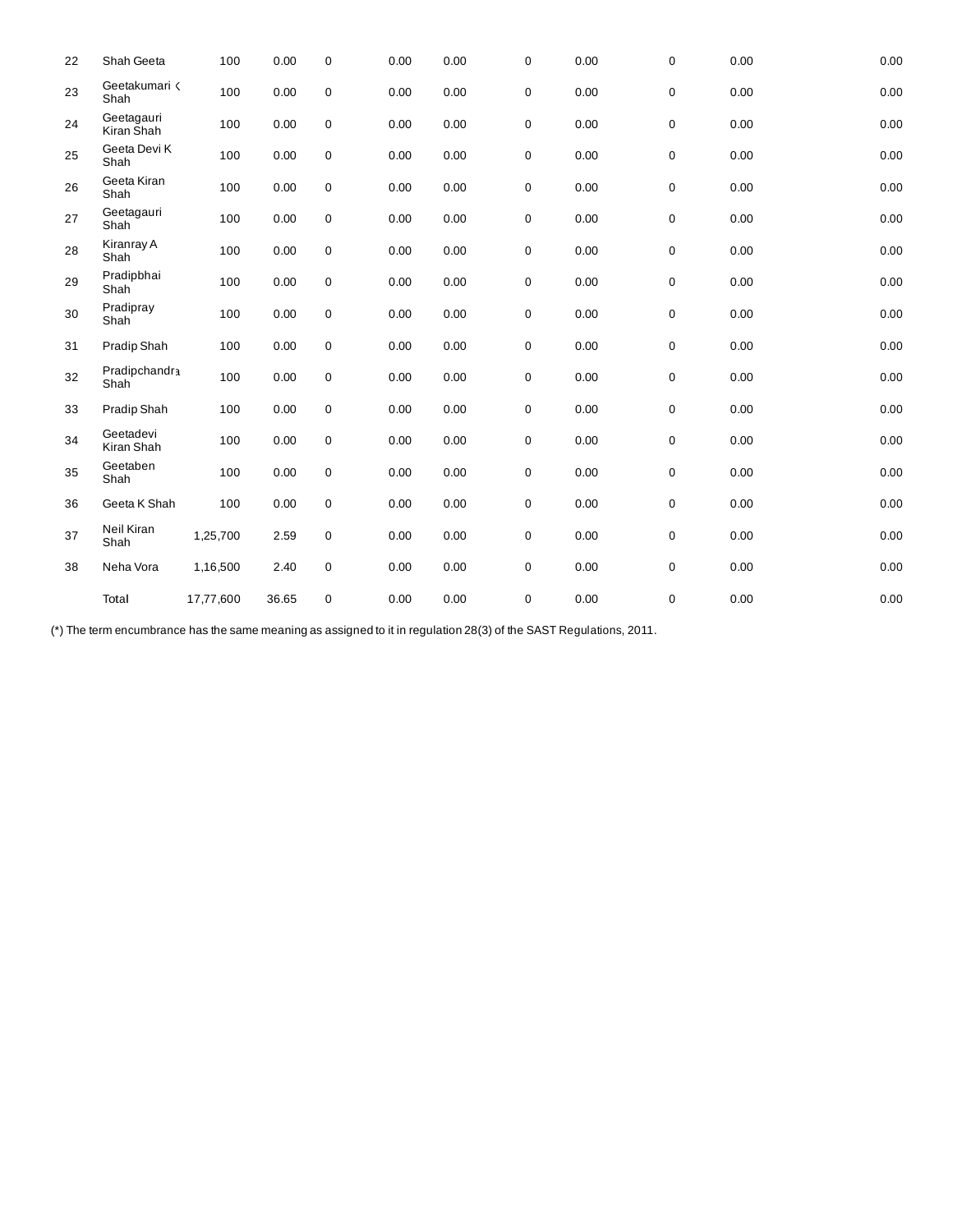| 22 | Shah Geeta | 100 | 0.00 | 0 | 0.00 | 0.00 | 0 | 0.00 | 0 | 0.00 | 0.00 |
|---|---|---|---|---|---|---|---|---|---|---|---|
| 23 | Geetakumari ‹ Shah | 100 | 0.00 | 0 | 0.00 | 0.00 | 0 | 0.00 | 0 | 0.00 | 0.00 |
| 24 | Geetagauri Kiran Shah | 100 | 0.00 | 0 | 0.00 | 0.00 | 0 | 0.00 | 0 | 0.00 | 0.00 |
| 25 | Geeta Devi K Shah | 100 | 0.00 | 0 | 0.00 | 0.00 | 0 | 0.00 | 0 | 0.00 | 0.00 |
| 26 | Geeta Kiran Shah | 100 | 0.00 | 0 | 0.00 | 0.00 | 0 | 0.00 | 0 | 0.00 | 0.00 |
| 27 | Geetagauri Shah | 100 | 0.00 | 0 | 0.00 | 0.00 | 0 | 0.00 | 0 | 0.00 | 0.00 |
| 28 | Kiranray A Shah | 100 | 0.00 | 0 | 0.00 | 0.00 | 0 | 0.00 | 0 | 0.00 | 0.00 |
| 29 | Pradipbhai Shah | 100 | 0.00 | 0 | 0.00 | 0.00 | 0 | 0.00 | 0 | 0.00 | 0.00 |
| 30 | Pradipray Shah | 100 | 0.00 | 0 | 0.00 | 0.00 | 0 | 0.00 | 0 | 0.00 | 0.00 |
| 31 | Pradip Shah | 100 | 0.00 | 0 | 0.00 | 0.00 | 0 | 0.00 | 0 | 0.00 | 0.00 |
| 32 | Pradipchandra Shah | 100 | 0.00 | 0 | 0.00 | 0.00 | 0 | 0.00 | 0 | 0.00 | 0.00 |
| 33 | Pradip Shah | 100 | 0.00 | 0 | 0.00 | 0.00 | 0 | 0.00 | 0 | 0.00 | 0.00 |
| 34 | Geetadevi Kiran Shah | 100 | 0.00 | 0 | 0.00 | 0.00 | 0 | 0.00 | 0 | 0.00 | 0.00 |
| 35 | Geetaben Shah | 100 | 0.00 | 0 | 0.00 | 0.00 | 0 | 0.00 | 0 | 0.00 | 0.00 |
| 36 | Geeta K Shah | 100 | 0.00 | 0 | 0.00 | 0.00 | 0 | 0.00 | 0 | 0.00 | 0.00 |
| 37 | Neil Kiran Shah | 1,25,700 | 2.59 | 0 | 0.00 | 0.00 | 0 | 0.00 | 0 | 0.00 | 0.00 |
| 38 | Neha Vora | 1,16,500 | 2.40 | 0 | 0.00 | 0.00 | 0 | 0.00 | 0 | 0.00 | 0.00 |
| | Total | 17,77,600 | 36.65 | 0 | 0.00 | 0.00 | 0 | 0.00 | 0 | 0.00 | 0.00 |

(*) The term encumbrance has the same meaning as assigned to it in regulation 28(3) of the SAST Regulations, 2011.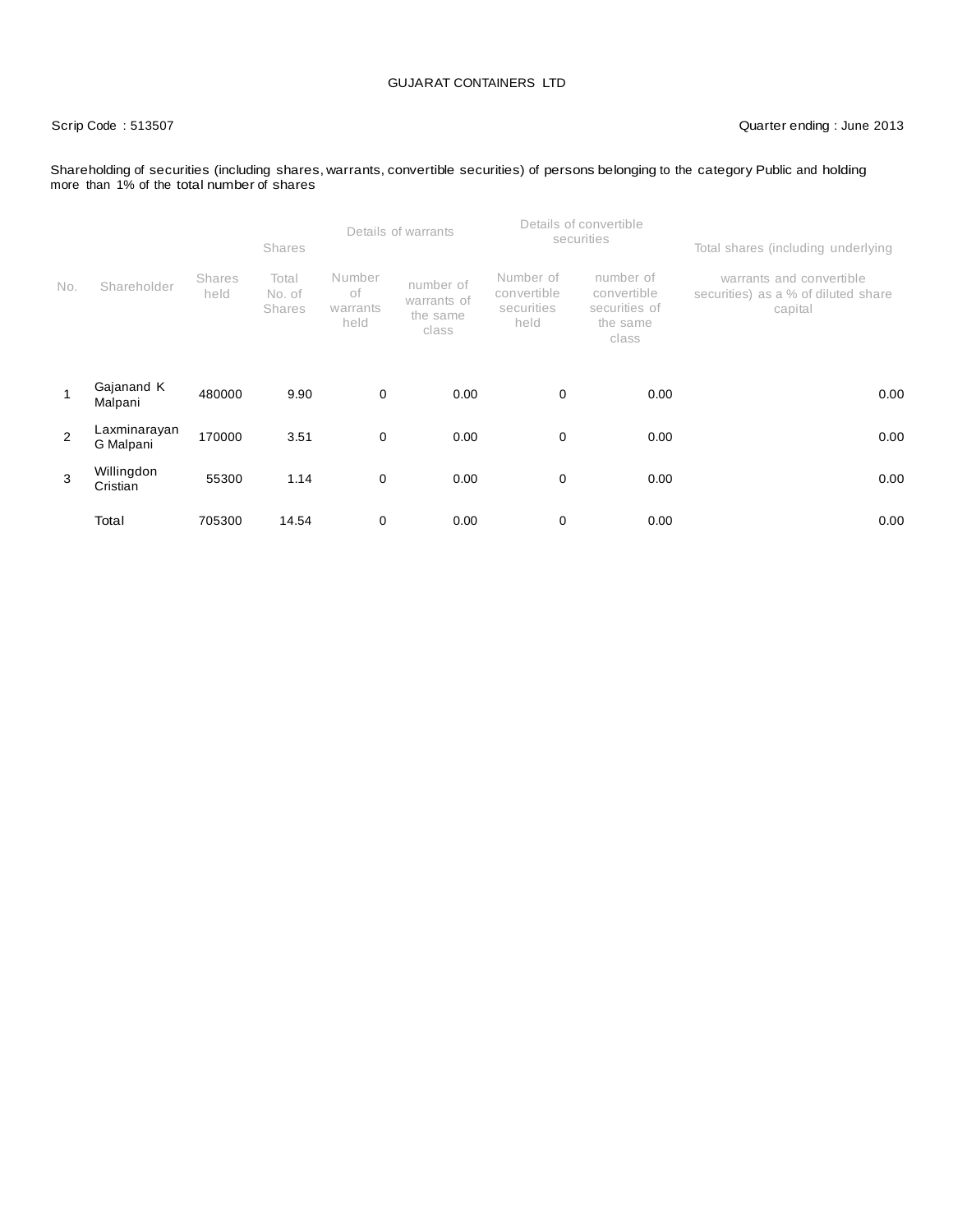GUJARAT CONTAINERS LTD

Scrip Code : 513507

Quarter ending : June 2013

Shareholding of securities (including shares, warrants, convertible securities) of persons belonging to the category Public and holding more than 1% of the total number of shares

| No. | Shareholder | Shares | | Details of warrants | | Details of convertible securities | | Total shares (including underlying warrants and convertible securities) as a % of diluted share capital |
|---|---|---|---|---|---|---|---|---|
| | | Shares held | Total No. of Shares | Number of warrants held | number of warrants of the same class | Number of convertible securities held | number of convertible securities of the same class | |
| 1 | Gajanand K Malpani | 480000 | 9.90 | 0 | 0.00 | 0 | 0.00 | 0.00 |
| 2 | Laxminarayan G Malpani | 170000 | 3.51 | 0 | 0.00 | 0 | 0.00 | 0.00 |
| 3 | Willingdon Cristian | 55300 | 1.14 | 0 | 0.00 | 0 | 0.00 | 0.00 |
| | Total | 705300 | 14.54 | 0 | 0.00 | 0 | 0.00 | 0.00 |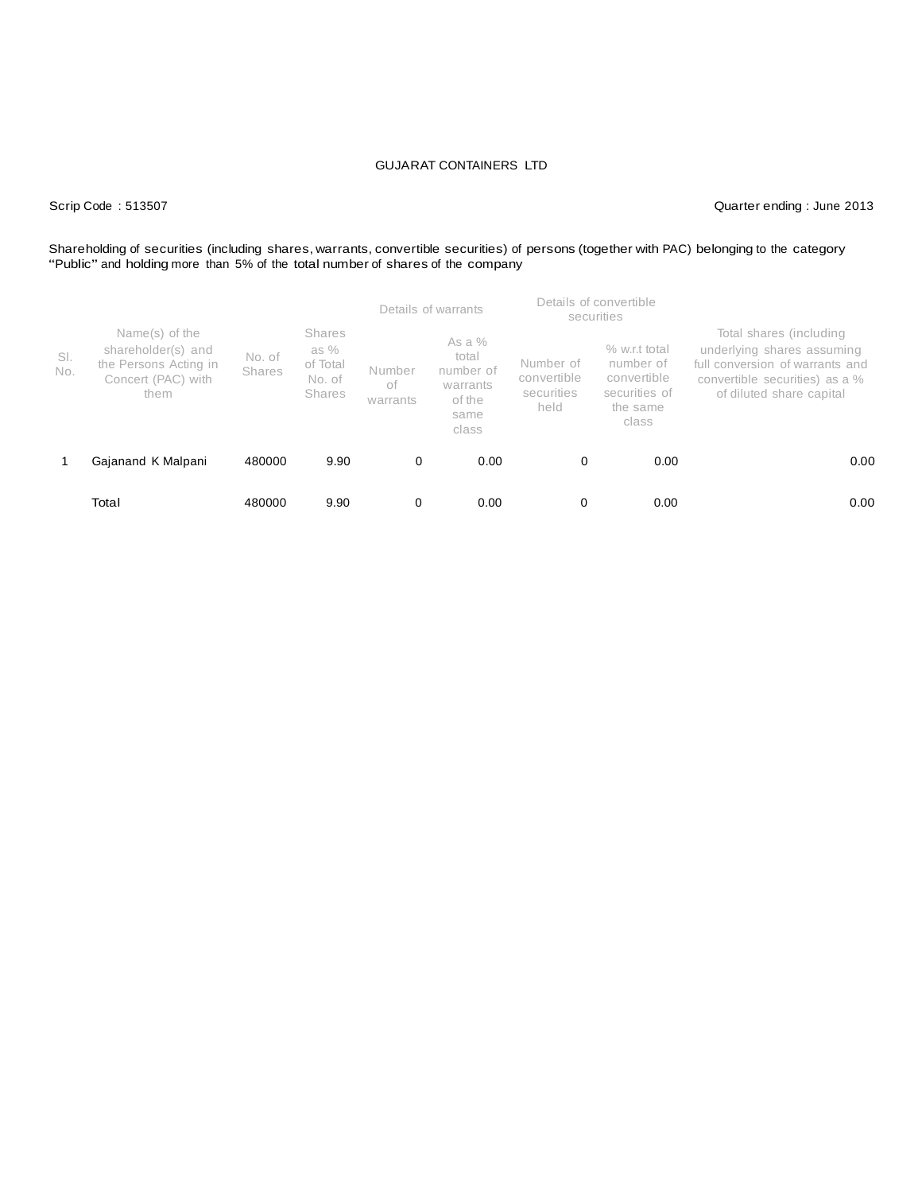GUJARAT CONTAINERS LTD

Scrip Code : 513507

Quarter ending : June 2013

Shareholding of securities (including shares, warrants, convertible securities) of persons (together with PAC) belonging to the category "Public" and holding more than 5% of the total number of shares of the company

| Sl. No. | Name(s) of the shareholder(s) and the Persons Acting in Concert (PAC) with them | No. of Shares | Shares as % of Total No. of Shares | Details of warrants | | Details of convertible securities | | Total shares (including underlying shares assuming full conversion of warrants and convertible securities) as a % of diluted share capital |
|---|---|---|---|---|---|---|---|---|
| | | | | Number of warrants | As a % total number of warrants of the same class | Number of convertible securities held | % w.r.t total number of convertible securities of the same class | |
| 1 | Gajanand K Malpani | 480000 | 9.90 | 0 | 0.00 | 0 | 0.00 | 0.00 |
| | Total | 480000 | 9.90 | 0 | 0.00 | 0 | 0.00 | 0.00 |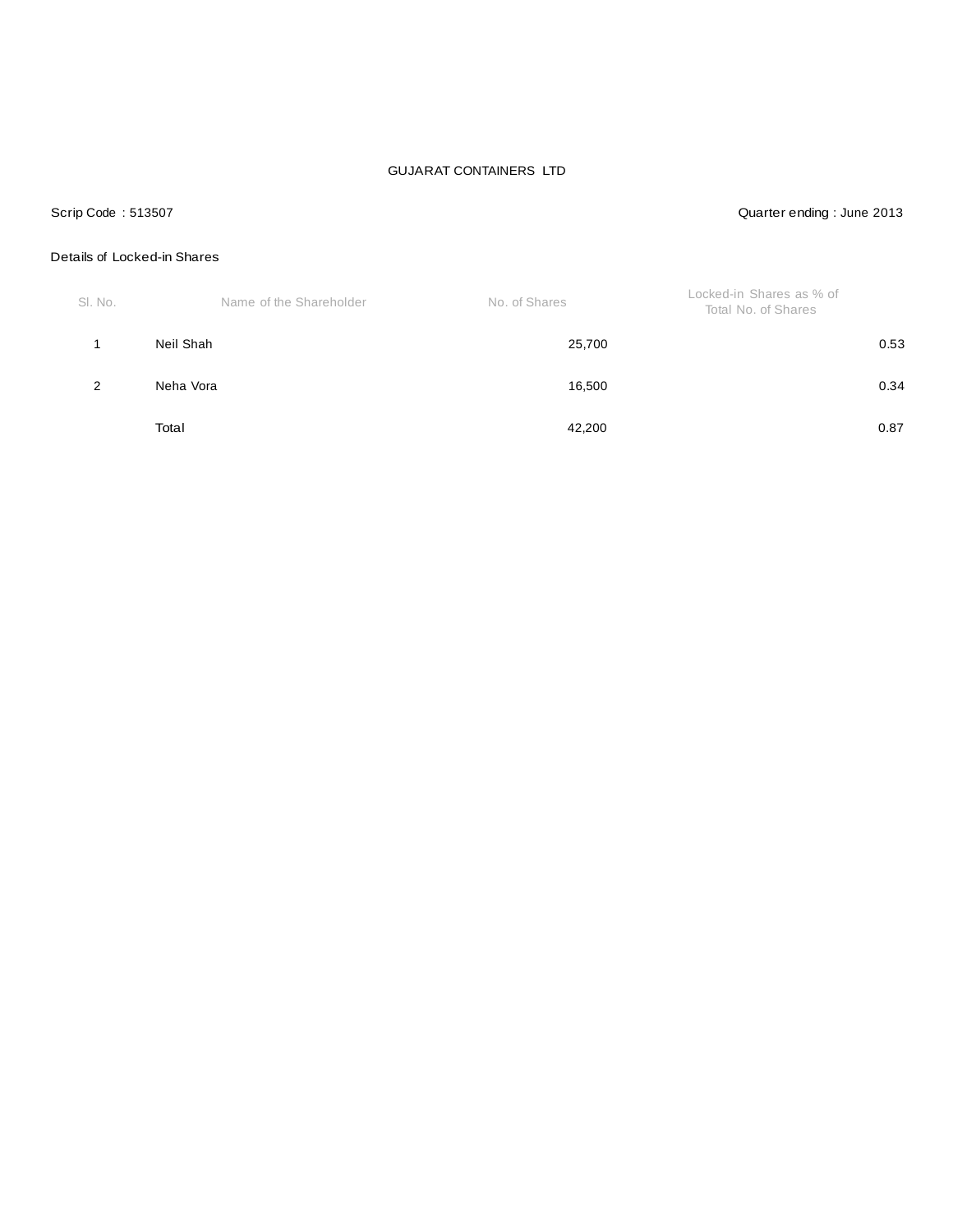GUJARAT CONTAINERS LTD

Scrip Code : 513507

Quarter ending : June 2013

Details of Locked-in Shares

| Sl. No. | Name of the Shareholder | No. of Shares | Locked-in Shares as % of Total No. of Shares |
|---|---|---|---|
| 1 | Neil Shah | 25,700 | 0.53 |
| 2 | Neha Vora | 16,500 | 0.34 |
| | Total | 42,200 | 0.87 |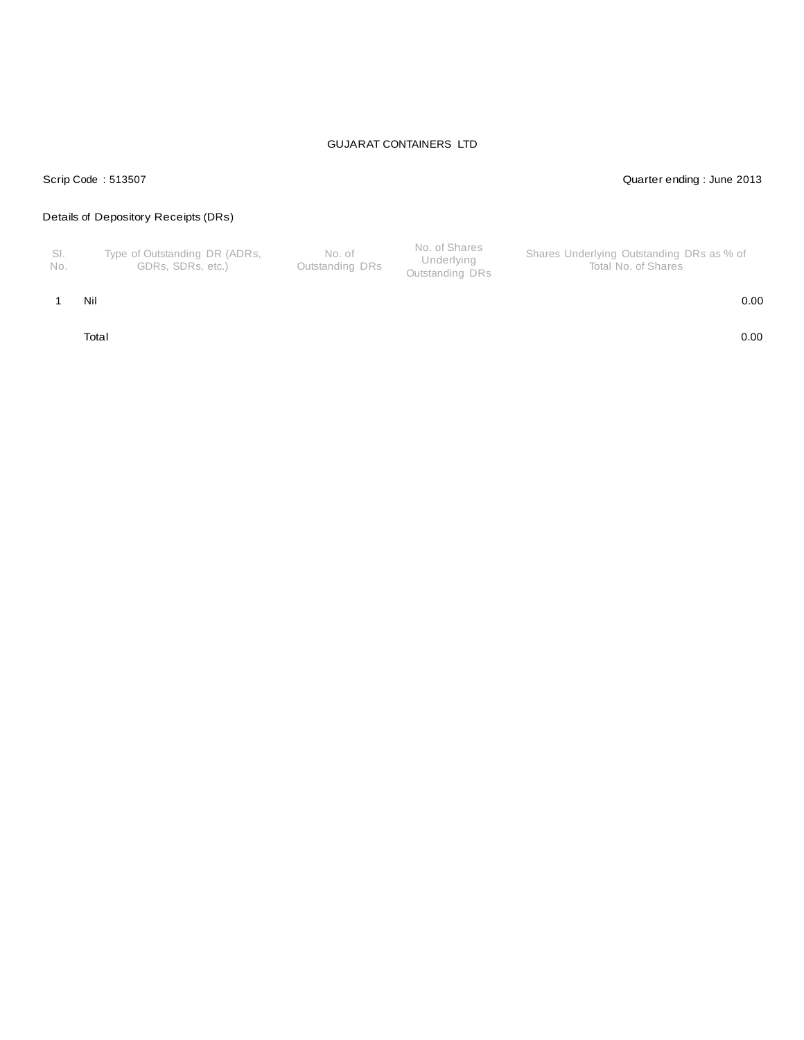GUJARAT CONTAINERS LTD

Scrip Code : 513507

Quarter ending : June 2013

Details of Depository Receipts (DRs)

| Sl. No. | Type of Outstanding DR (ADRs, GDRs, SDRs, etc.) | No. of Outstanding DRs | No. of Shares Underlying Outstanding DRs | Shares Underlying Outstanding DRs as % of Total No. of Shares |
|---|---|---|---|---|
| 1 | Nil | | | 0.00 |
| | Total | | | 0.00 |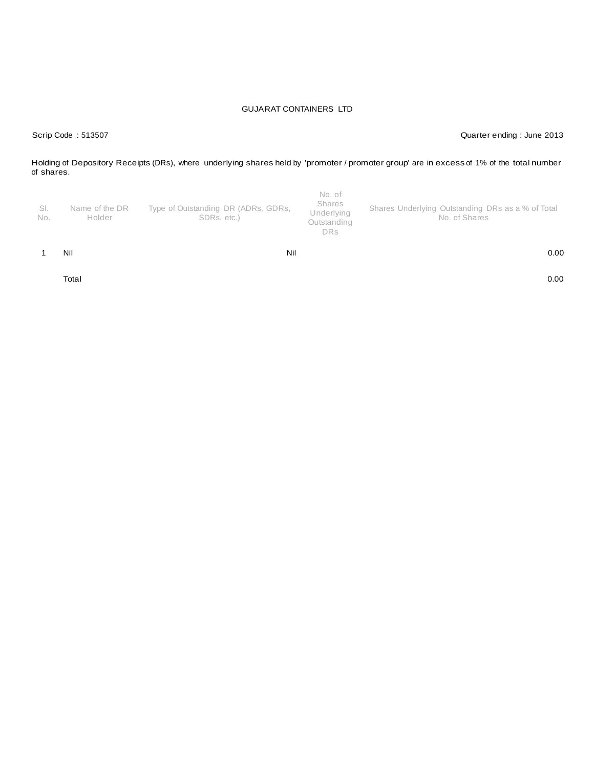GUJARAT CONTAINERS LTD

Scrip Code : 513507

Quarter ending : June 2013

Holding of Depository Receipts (DRs), where underlying shares held by 'promoter / promoter group' are in excess of 1% of the total number of shares.

| Sl. No. | Name of the DR Holder | Type of Outstanding DR (ADRs, GDRs, SDRs, etc.) | No. of Shares Underlying Outstanding DRs | Shares Underlying Outstanding DRs as a % of Total No. of Shares |
|---|---|---|---|---|
| 1 | Nil | Nil | | 0.00 |
| | Total | | | 0.00 |